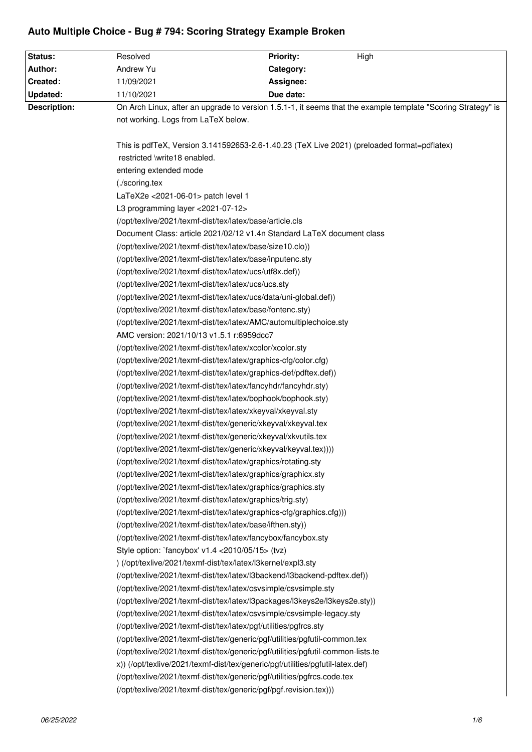# Auto Multiple Choice - Bug # 794: Scoring Strategy Example Broken

| Status: | Resolved | Priority: | High |
|---|---|---|---|
| Author: | Andrew Yu | Category: | |
| Created: | 11/09/2021 | Assignee: | |
| Updated: | 11/10/2021 | Due date: | |

**Description:**

On Arch Linux, after an upgrade to version 1.5.1-1, it seems that the example template "Scoring Strategy" is not working. Logs from LaTeX below.

```
This is pdfTeX, Version 3.141592653-2.6-1.40.23 (TeX Live 2021) (preloaded format=pdflatex)
 restricted \write18 enabled.
entering extended mode
(./scoring.tex
LaTeX2e <2021-06-01> patch level 1
L3 programming layer <2021-07-12>
(/opt/texlive/2021/texmf-dist/tex/latex/base/article.cls
Document Class: article 2021/02/12 v1.4n Standard LaTeX document class
(/opt/texlive/2021/texmf-dist/tex/latex/base/size10.clo))
(/opt/texlive/2021/texmf-dist/tex/latex/base/inputenc.sty
(/opt/texlive/2021/texmf-dist/tex/latex/ucs/utf8x.def))
(/opt/texlive/2021/texmf-dist/tex/latex/ucs/ucs.sty
(/opt/texlive/2021/texmf-dist/tex/latex/ucs/data/uni-global.def))
(/opt/texlive/2021/texmf-dist/tex/latex/base/fontenc.sty)
(/opt/texlive/2021/texmf-dist/tex/latex/AMC/automultiplechoice.sty
AMC version: 2021/10/13 v1.5.1 r:6959dcc7
(/opt/texlive/2021/texmf-dist/tex/latex/xcolor/xcolor.sty
(/opt/texlive/2021/texmf-dist/tex/latex/graphics-cfg/color.cfg)
(/opt/texlive/2021/texmf-dist/tex/latex/graphics-def/pdftex.def))
(/opt/texlive/2021/texmf-dist/tex/latex/fancyhdr/fancyhdr.sty)
(/opt/texlive/2021/texmf-dist/tex/latex/bophook/bophook.sty)
(/opt/texlive/2021/texmf-dist/tex/latex/xkeyval/xkeyval.sty
(/opt/texlive/2021/texmf-dist/tex/generic/xkeyval/xkeyval.tex
(/opt/texlive/2021/texmf-dist/tex/generic/xkeyval/xkvutils.tex
(/opt/texlive/2021/texmf-dist/tex/generic/xkeyval/keyval.tex))))
(/opt/texlive/2021/texmf-dist/tex/latex/graphics/rotating.sty
(/opt/texlive/2021/texmf-dist/tex/latex/graphics/graphicx.sty
(/opt/texlive/2021/texmf-dist/tex/latex/graphics/graphics.sty
(/opt/texlive/2021/texmf-dist/tex/latex/graphics/trig.sty)
(/opt/texlive/2021/texmf-dist/tex/latex/graphics-cfg/graphics.cfg)))
(/opt/texlive/2021/texmf-dist/tex/latex/base/ifthen.sty))
(/opt/texlive/2021/texmf-dist/tex/latex/fancybox/fancybox.sty
Style option: `fancybox' v1.4 <2010/05/15> (tvz)
) (/opt/texlive/2021/texmf-dist/tex/latex/l3kernel/expl3.sty
(/opt/texlive/2021/texmf-dist/tex/latex/l3backend/l3backend-pdftex.def))
(/opt/texlive/2021/texmf-dist/tex/latex/csvsimple/csvsimple.sty
(/opt/texlive/2021/texmf-dist/tex/latex/l3packages/l3keys2e/l3keys2e.sty))
(/opt/texlive/2021/texmf-dist/tex/latex/csvsimple/csvsimple-legacy.sty
(/opt/texlive/2021/texmf-dist/tex/latex/pgf/utilities/pgfrcs.sty
(/opt/texlive/2021/texmf-dist/tex/generic/pgf/utilities/pgfutil-common.tex
(/opt/texlive/2021/texmf-dist/tex/generic/pgf/utilities/pgfutil-common-lists.te
x)) (/opt/texlive/2021/texmf-dist/tex/generic/pgf/utilities/pgfutil-latex.def)
(/opt/texlive/2021/texmf-dist/tex/generic/pgf/utilities/pgfrcs.code.tex
(/opt/texlive/2021/texmf-dist/tex/generic/pgf/pgf.revision.tex)))
```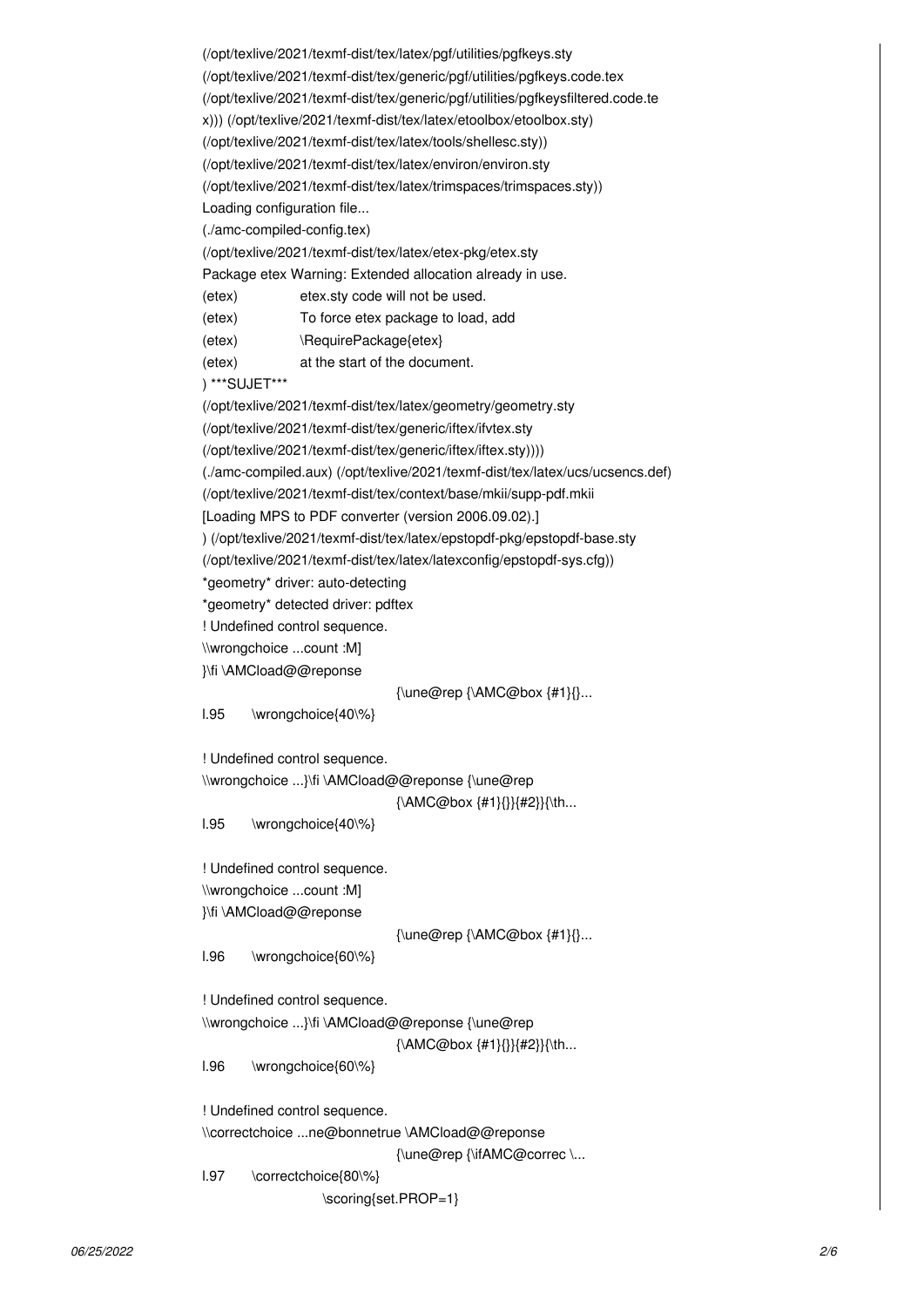```
(/opt/texlive/2021/texmf-dist/tex/latex/pgf/utilities/pgfkeys.sty
(/opt/texlive/2021/texmf-dist/tex/generic/pgf/utilities/pgfkeys.code.tex
(/opt/texlive/2021/texmf-dist/tex/generic/pgf/utilities/pgfkeysfiltered.code.te
x))) (/opt/texlive/2021/texmf-dist/tex/latex/etoolbox/etoolbox.sty)
(/opt/texlive/2021/texmf-dist/tex/latex/tools/shellesc.sty))
(/opt/texlive/2021/texmf-dist/tex/latex/environ/environ.sty
(/opt/texlive/2021/texmf-dist/tex/latex/trimspaces/trimspaces.sty))
Loading configuration file...
(./amc-compiled-config.tex)
(/opt/texlive/2021/texmf-dist/tex/latex/etex-pkg/etex.sty
Package etex Warning: Extended allocation already in use.
(etex)          etex.sty code will not be used.
(etex)          To force etex package to load, add
(etex)          \RequirePackage{etex}
(etex)          at the start of the document.
) ***SUJET***
(/opt/texlive/2021/texmf-dist/tex/latex/geometry/geometry.sty
(/opt/texlive/2021/texmf-dist/tex/generic/iftex/ifvtex.sty
(/opt/texlive/2021/texmf-dist/tex/generic/iftex/iftex.sty))))
(./amc-compiled.aux) (/opt/texlive/2021/texmf-dist/tex/latex/ucs/ucsencs.def)
(/opt/texlive/2021/texmf-dist/tex/context/base/mkii/supp-pdf.mkii
[Loading MPS to PDF converter (version 2006.09.02).]
) (/opt/texlive/2021/texmf-dist/tex/latex/epstopdf-pkg/epstopdf-base.sty
(/opt/texlive/2021/texmf-dist/tex/latex/latexconfig/epstopdf-sys.cfg))
*geometry* driver: auto-detecting
*geometry* detected driver: pdftex
! Undefined control sequence.
\\wrongchoice ...count :M]
}\fi \AMCload@@reponse
                          {\une@rep {\AMC@box {#1}{}...
l.95     \wrongchoice{40\%}

! Undefined control sequence.
\\wrongchoice ...}\fi \AMCload@@reponse {\une@rep
                          {\AMC@box {#1}{}}{#2}}{\th...
l.95     \wrongchoice{40\%}

! Undefined control sequence.
\\wrongchoice ...count :M]
}\fi \AMCload@@reponse
                          {\une@rep {\AMC@box {#1}{}...
l.96     \wrongchoice{60\%}

! Undefined control sequence.
\\wrongchoice ...}\fi \AMCload@@reponse {\une@rep
                          {\AMC@box {#1}{}}{#2}}{\th...
l.96     \wrongchoice{60\%}

! Undefined control sequence.
\\correctchoice ...ne@bonnetrue \AMCload@@reponse
                          {\une@rep {\ifAMC@correc \...
l.97     \correctchoice{80\%}
                  \scoring{set.PROP=1}
```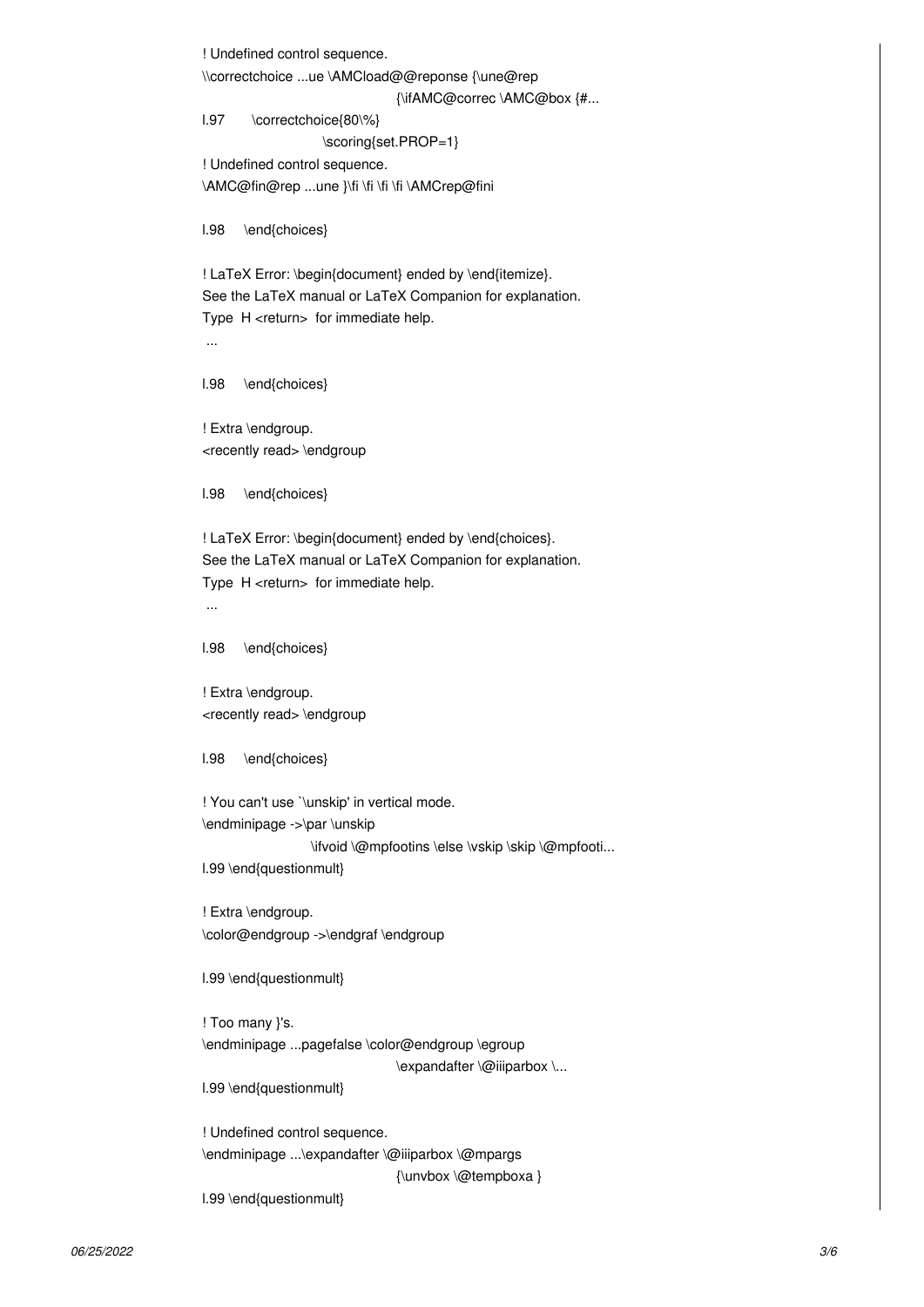```
! Undefined control sequence.
\\correctchoice ...ue \AMCload@@reponse {\une@rep
                                                  {\ifAMC@correc \AMC@box {#...
l.97      \correctchoice{80\%}
                              \scoring{set.PROP=1}
! Undefined control sequence.
\AMC@fin@rep ...une }\fi \fi \fi \fi \AMCrep@fini

l.98     \end{choices}

! LaTeX Error: \begin{document} ended by \end{itemize}.
See the LaTeX manual or LaTeX Companion for explanation.
Type  H <return>  for immediate help.
 ...

l.98     \end{choices}

! Extra \endgroup.
<recently read> \endgroup

l.98     \end{choices}

! LaTeX Error: \begin{document} ended by \end{choices}.
See the LaTeX manual or LaTeX Companion for explanation.
Type  H <return>  for immediate help.
 ...

l.98     \end{choices}

! Extra \endgroup.
<recently read> \endgroup

l.98     \end{choices}

! You can't use `\unskip' in vertical mode.
\endminipage ->\par \unskip
                            \ifvoid \@mpfootins \else \vskip \skip \@mpfooti...
l.99 \end{questionmult}

! Extra \endgroup.
\color@endgroup ->\endgraf \endgroup

l.99 \end{questionmult}

! Too many }'s.
\endminipage ...pagefalse \color@endgroup \egroup
                                                  \expandafter \@iiiparbox \...
l.99 \end{questionmult}

! Undefined control sequence.
\endminipage ...\expandafter \@iiiparbox \@mpargs
                                                  {\unvbox \@tempboxa }
l.99 \end{questionmult}
```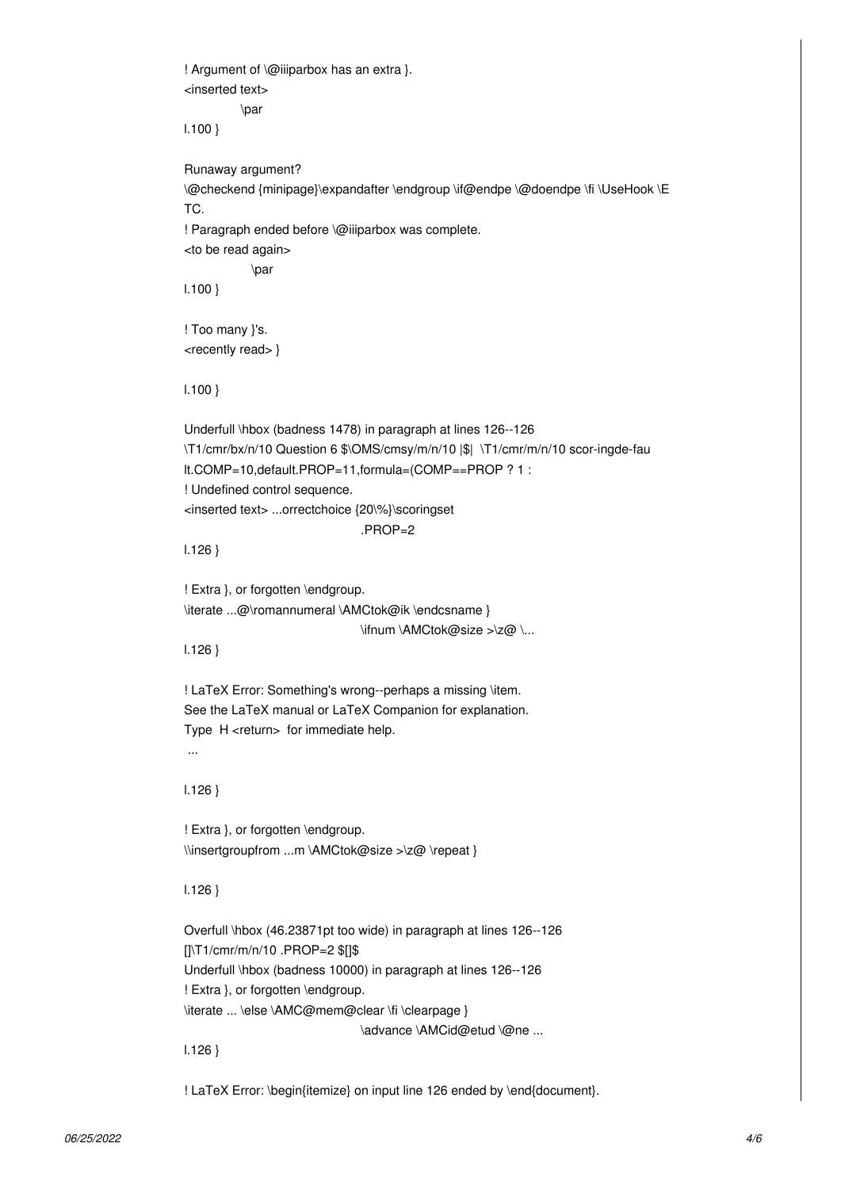```
! Argument of \@iiiparbox has an extra }.
<inserted text>
            \par
l.100 }

Runaway argument?
\@checkend {minipage}\expandafter \endgroup \if@endpe \@doendpe \fi \UseHook \E
TC.
! Paragraph ended before \@iiiparbox was complete.
<to be read again>
             \par
l.100 }

! Too many }'s.
<recently read> }

l.100 }

Underfull \hbox (badness 1478) in paragraph at lines 126--126
\T1/cmr/bx/n/10 Question 6 $\OMS/cmsy/m/n/10 |$|  \T1/cmr/m/n/10 scor-ingde-fau
lt.COMP=10,default.PROP=11,formula=(COMP==PROP ? 1 :
! Undefined control sequence.
<inserted text> ...orrectchoice {20\%}\scoringset
                                                  .PROP=2
l.126 }

! Extra }, or forgotten \endgroup.
\iterate ...@\romannumeral \AMCtok@ik \endcsname }
                                                  \ifnum \AMCtok@size >\z@ \...
l.126 }

! LaTeX Error: Something's wrong--perhaps a missing \item.
See the LaTeX manual or LaTeX Companion for explanation.
Type  H <return>  for immediate help.
 ...

l.126 }

! Extra }, or forgotten \endgroup.
\\insertgroupfrom ...m \AMCtok@size >\z@ \repeat }

l.126 }

Overfull \hbox (46.23871pt too wide) in paragraph at lines 126--126
[]\T1/cmr/m/n/10 .PROP=2 $[]$
Underfull \hbox (badness 10000) in paragraph at lines 126--126
! Extra }, or forgotten \endgroup.
\iterate ... \else \AMC@mem@clear \fi \clearpage }
                                                  \advance \AMCid@etud \@ne ...
l.126 }

! LaTeX Error: \begin{itemize} on input line 126 ended by \end{document}.
```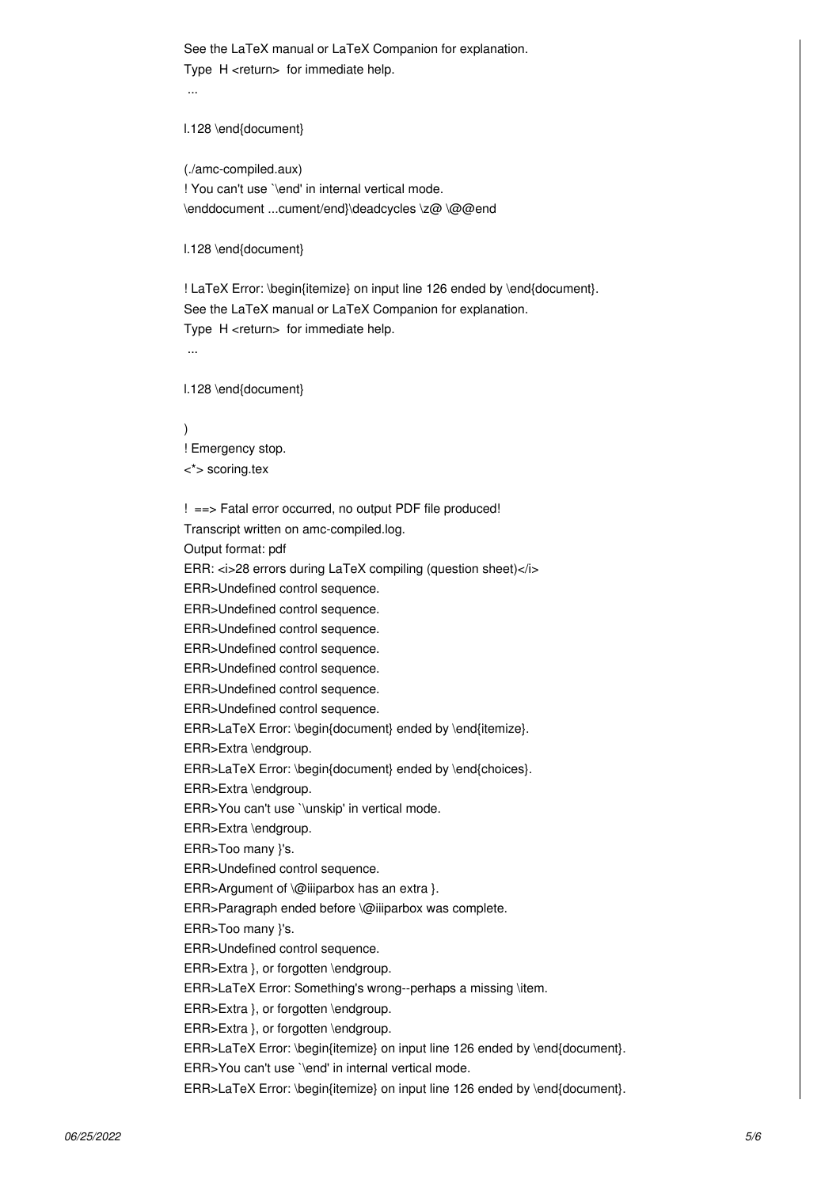```
See the LaTeX manual or LaTeX Companion for explanation.
Type  H <return>  for immediate help.
 ...

l.128 \end{document}

(./amc-compiled.aux)
! You can't use `\end' in internal vertical mode.
\enddocument ...cument/end}\deadcycles \z@ \@@end

l.128 \end{document}

! LaTeX Error: \begin{itemize} on input line 126 ended by \end{document}.
See the LaTeX manual or LaTeX Companion for explanation.
Type  H <return>  for immediate help.
 ...

l.128 \end{document}

)
! Emergency stop.
<*> scoring.tex

!  ==> Fatal error occurred, no output PDF file produced!
Transcript written on amc-compiled.log.
Output format: pdf
ERR: <i>28 errors during LaTeX compiling (question sheet)</i>
ERR>Undefined control sequence.
ERR>Undefined control sequence.
ERR>Undefined control sequence.
ERR>Undefined control sequence.
ERR>Undefined control sequence.
ERR>Undefined control sequence.
ERR>Undefined control sequence.
ERR>LaTeX Error: \begin{document} ended by \end{itemize}.
ERR>Extra \endgroup.
ERR>LaTeX Error: \begin{document} ended by \end{choices}.
ERR>Extra \endgroup.
ERR>You can't use `\unskip' in vertical mode.
ERR>Extra \endgroup.
ERR>Too many }'s.
ERR>Undefined control sequence.
ERR>Argument of \@iiiparbox has an extra }.
ERR>Paragraph ended before \@iiiparbox was complete.
ERR>Too many }'s.
ERR>Undefined control sequence.
ERR>Extra }, or forgotten \endgroup.
ERR>LaTeX Error: Something's wrong--perhaps a missing \item.
ERR>Extra }, or forgotten \endgroup.
ERR>Extra }, or forgotten \endgroup.
ERR>LaTeX Error: \begin{itemize} on input line 126 ended by \end{document}.
ERR>You can't use `\end' in internal vertical mode.
ERR>LaTeX Error: \begin{itemize} on input line 126 ended by \end{document}.
```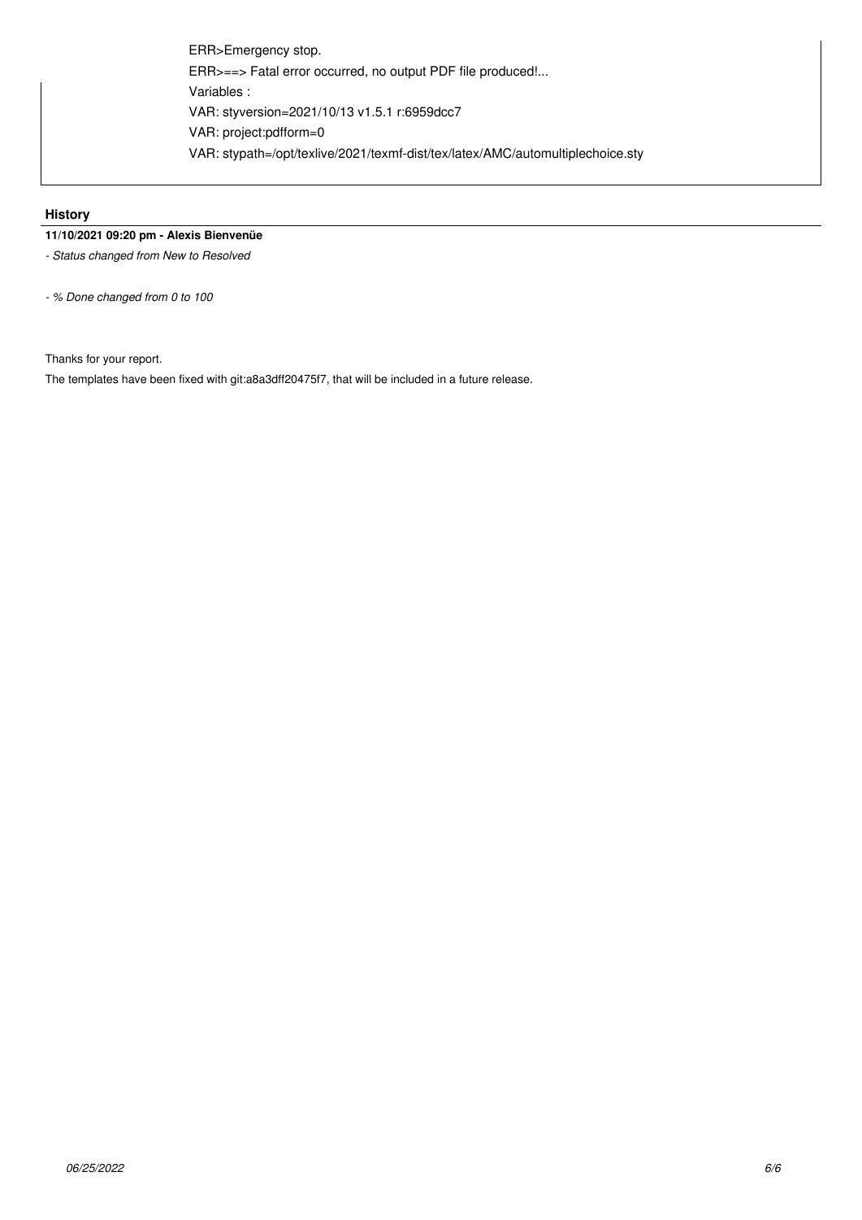```
ERR>Emergency stop.
ERR>==> Fatal error occurred, no output PDF file produced!...
Variables :
VAR: styversion=2021/10/13 v1.5.1 r:6959dcc7
VAR: project:pdfform=0
VAR: stypath=/opt/texlive/2021/texmf-dist/tex/latex/AMC/automultiplechoice.sty
```

## History

**11/10/2021 09:20 pm - Alexis Bienvenüe**

*- Status changed from New to Resolved*

*- % Done changed from 0 to 100*

Thanks for your report.

The templates have been fixed with git:a8a3dff20475f7, that will be included in a future release.